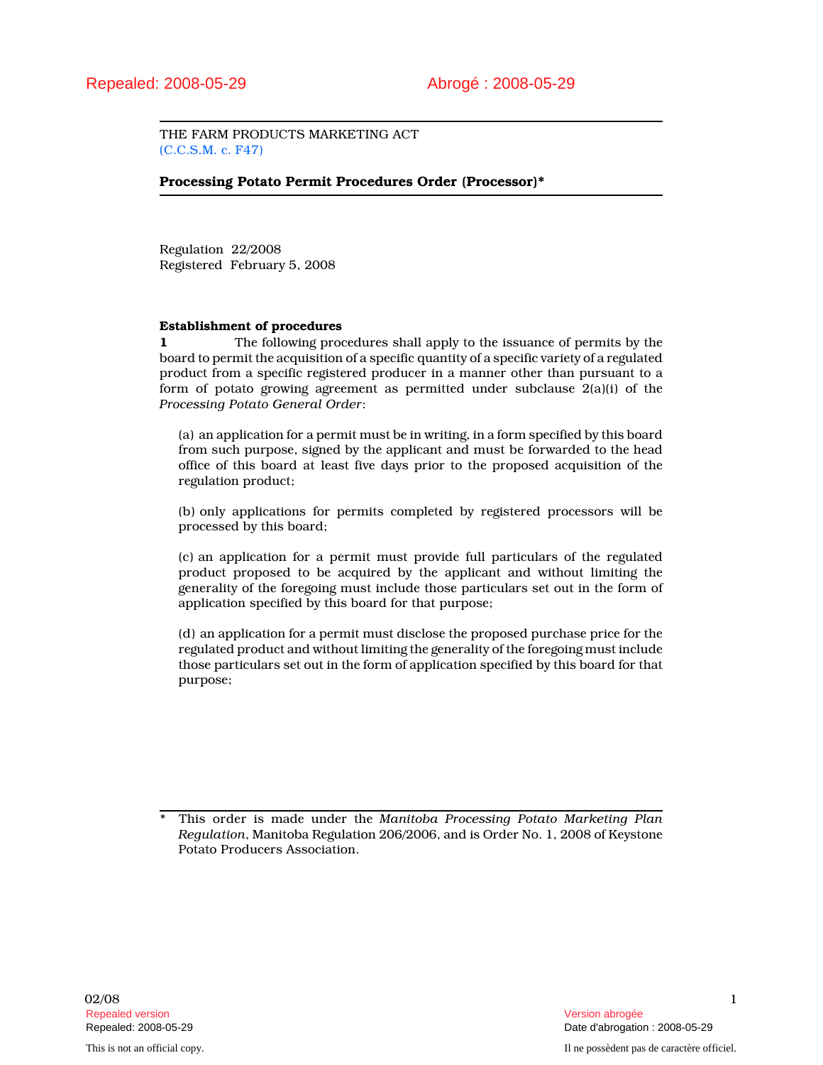Repealed: 2008-05-29 Abrogé : 2008-05-29

THE FARM PRODUCTS MARKETING ACT
(C.C.S.M. c. F47)

**Processing Potato Permit Procedures Order (Processor)***

Regulation 22/2008
Registered February 5, 2008

**Establishment of procedures**

**1** The following procedures shall apply to the issuance of permits by the board to permit the acquisition of a specific quantity of a specific variety of a regulated product from a specific registered producer in a manner other than pursuant to a form of potato growing agreement as permitted under subclause 2(a)(i) of the *Processing Potato General Order*:

(a) an application for a permit must be in writing, in a form specified by this board from such purpose, signed by the applicant and must be forwarded to the head office of this board at least five days prior to the proposed acquisition of the regulation product;

(b) only applications for permits completed by registered processors will be processed by this board;

(c) an application for a permit must provide full particulars of the regulated product proposed to be acquired by the applicant and without limiting the generality of the foregoing must include those particulars set out in the form of application specified by this board for that purpose;

(d) an application for a permit must disclose the proposed purchase price for the regulated product and without limiting the generality of the foregoing must include those particulars set out in the form of application specified by this board for that purpose;

\* This order is made under the *Manitoba Processing Potato Marketing Plan Regulation*, Manitoba Regulation 206/2006, and is Order No. 1, 2008 of Keystone Potato Producers Association.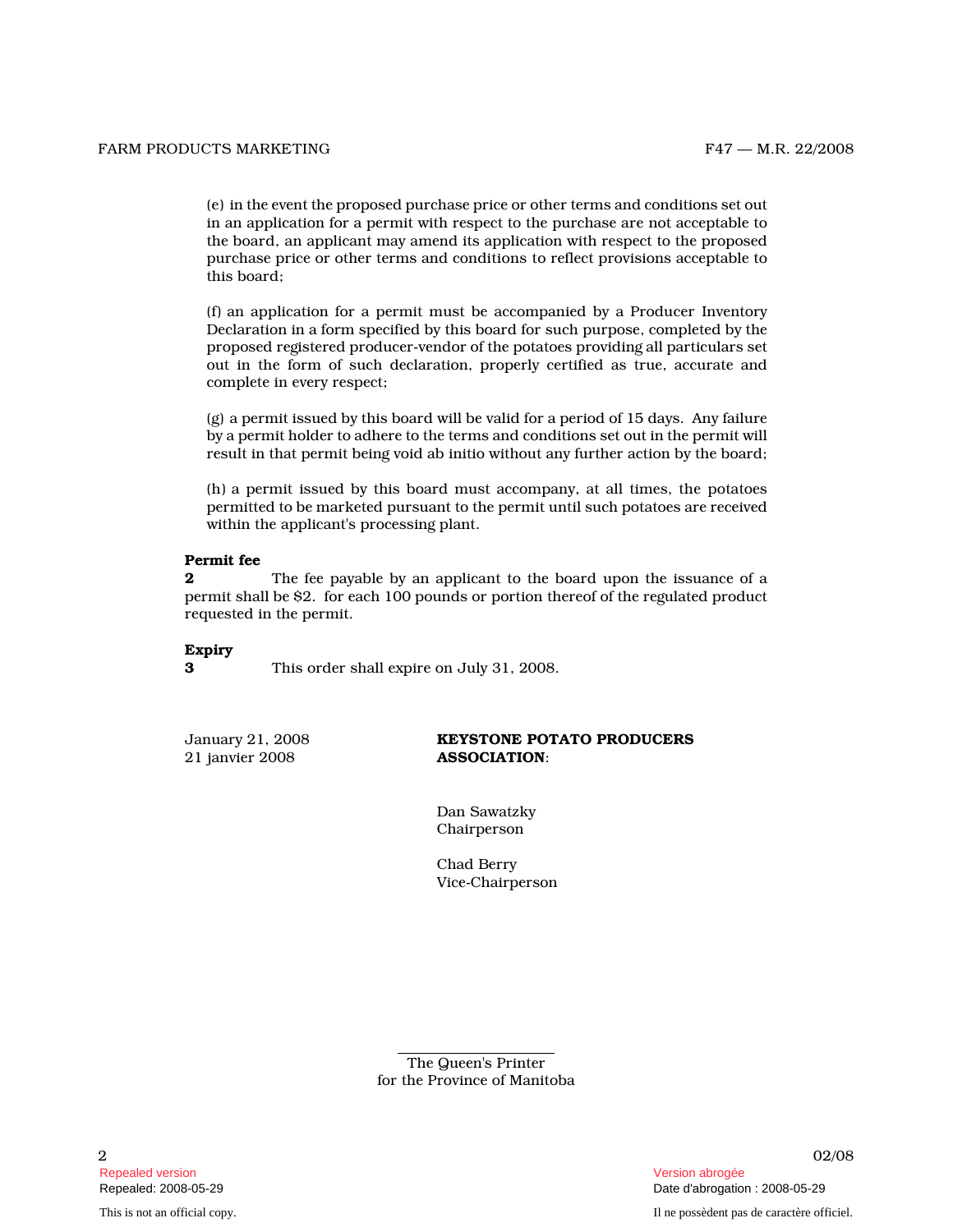(e) in the event the proposed purchase price or other terms and conditions set out in an application for a permit with respect to the purchase are not acceptable to the board, an applicant may amend its application with respect to the proposed purchase price or other terms and conditions to reflect provisions acceptable to this board;

(f) an application for a permit must be accompanied by a Producer Inventory Declaration in a form specified by this board for such purpose, completed by the proposed registered producer-vendor of the potatoes providing all particulars set out in the form of such declaration, properly certified as true, accurate and complete in every respect;

(g) a permit issued by this board will be valid for a period of 15 days. Any failure by a permit holder to adhere to the terms and conditions set out in the permit will result in that permit being void ab initio without any further action by the board;

(h) a permit issued by this board must accompany, at all times, the potatoes permitted to be marketed pursuant to the permit until such potatoes are received within the applicant's processing plant.

**Permit fee**

**2** The fee payable by an applicant to the board upon the issuance of a permit shall be $2. for each 100 pounds or portion thereof of the regulated product requested in the permit.

**Expiry**

**3** This order shall expire on July 31, 2008.

January 21, 2008
21 janvier 2008

**KEYSTONE POTATO PRODUCERS ASSOCIATION**:

Dan Sawatzky
Chairperson

Chad Berry
Vice-Chairperson

The Queen's Printer
for the Province of Manitoba

Repealed version
Repealed: 2008-05-29

Version abrogée
Date d'abrogation : 2008-05-29

This is not an official copy.

Il ne possèdent pas de caractère officiel.